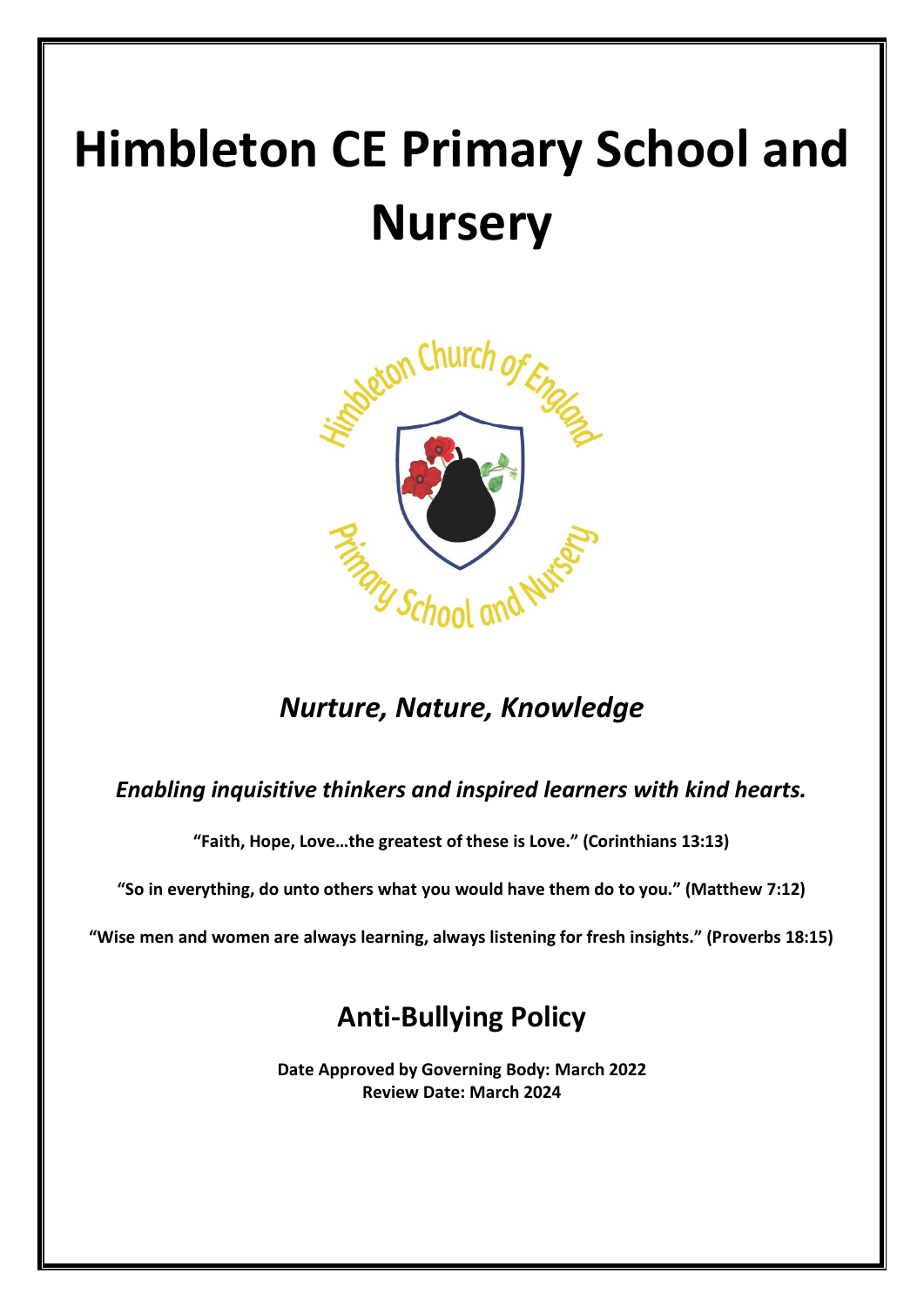# Himbleton CE Primary School and Nursery

*Nurture, Nature, Knowledge*

*Enabling inquisitive thinkers and inspired learners with kind hearts.*

**"Faith, Hope, Love…the greatest of these is Love." (Corinthians 13:13)**

**"So in everything, do unto others what you would have them do to you." (Matthew 7:12)**

**"Wise men and women are always learning, always listening for fresh insights." (Proverbs 18:15)**

## Anti-Bullying Policy

**Date Approved by Governing Body: March 2022**
**Review Date: March 2024**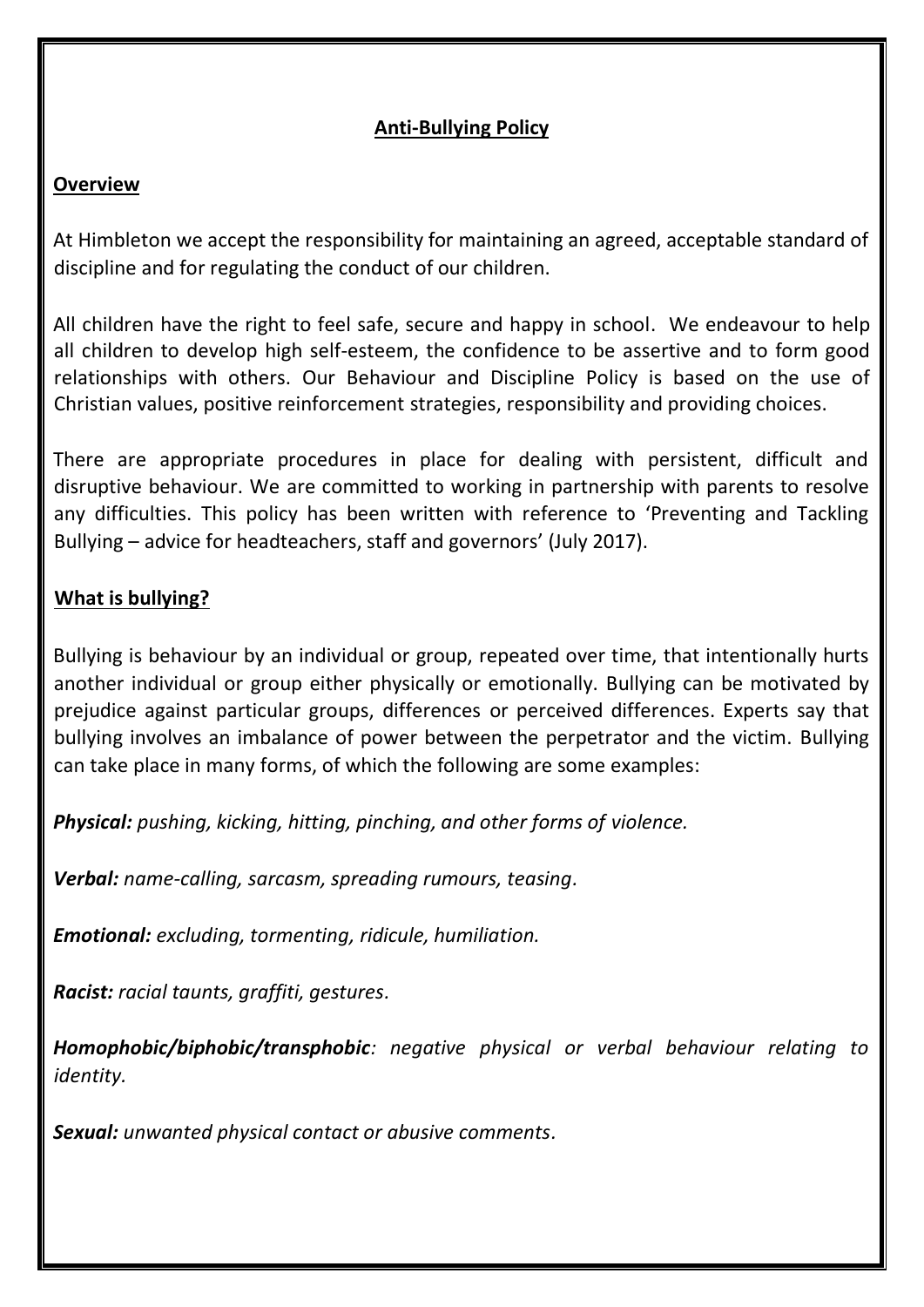## Anti-Bullying Policy

### Overview

At Himbleton we accept the responsibility for maintaining an agreed, acceptable standard of discipline and for regulating the conduct of our children.

All children have the right to feel safe, secure and happy in school. We endeavour to help all children to develop high self-esteem, the confidence to be assertive and to form good relationships with others. Our Behaviour and Discipline Policy is based on the use of Christian values, positive reinforcement strategies, responsibility and providing choices.

There are appropriate procedures in place for dealing with persistent, difficult and disruptive behaviour. We are committed to working in partnership with parents to resolve any difficulties. This policy has been written with reference to 'Preventing and Tackling Bullying – advice for headteachers, staff and governors' (July 2017).

### What is bullying?

Bullying is behaviour by an individual or group, repeated over time, that intentionally hurts another individual or group either physically or emotionally. Bullying can be motivated by prejudice against particular groups, differences or perceived differences. Experts say that bullying involves an imbalance of power between the perpetrator and the victim. Bullying can take place in many forms, of which the following are some examples:

***Physical:*** *pushing, kicking, hitting, pinching, and other forms of violence.*

***Verbal:*** *name-calling, sarcasm, spreading rumours, teasing.*

***Emotional:*** *excluding, tormenting, ridicule, humiliation.*

***Racist:*** *racial taunts, graffiti, gestures.*

***Homophobic/biphobic/transphobic****: negative physical or verbal behaviour relating to identity.*

***Sexual:*** *unwanted physical contact or abusive comments.*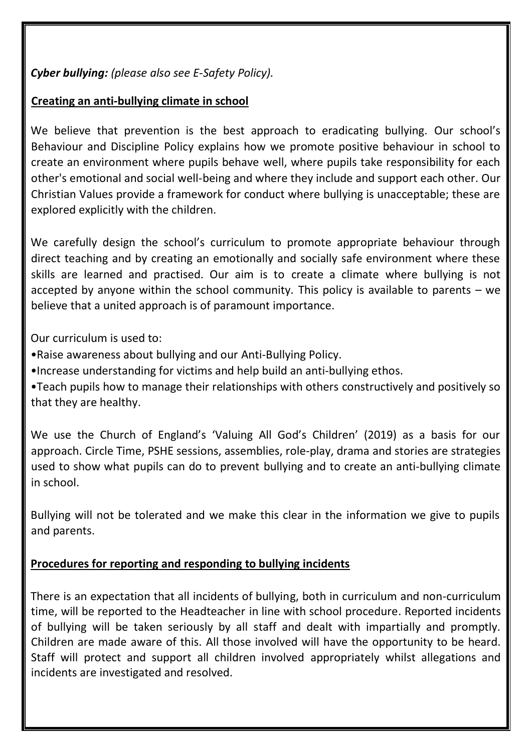***Cyber bullying:*** *(please also see E-Safety Policy).*

## Creating an anti-bullying climate in school

We believe that prevention is the best approach to eradicating bullying. Our school's Behaviour and Discipline Policy explains how we promote positive behaviour in school to create an environment where pupils behave well, where pupils take responsibility for each other's emotional and social well-being and where they include and support each other. Our Christian Values provide a framework for conduct where bullying is unacceptable; these are explored explicitly with the children.

We carefully design the school's curriculum to promote appropriate behaviour through direct teaching and by creating an emotionally and socially safe environment where these skills are learned and practised. Our aim is to create a climate where bullying is not accepted by anyone within the school community. This policy is available to parents – we believe that a united approach is of paramount importance.

Our curriculum is used to:

- Raise awareness about bullying and our Anti-Bullying Policy.
- Increase understanding for victims and help build an anti-bullying ethos.
- Teach pupils how to manage their relationships with others constructively and positively so that they are healthy.

We use the Church of England's 'Valuing All God's Children' (2019) as a basis for our approach. Circle Time, PSHE sessions, assemblies, role-play, drama and stories are strategies used to show what pupils can do to prevent bullying and to create an anti-bullying climate in school.

Bullying will not be tolerated and we make this clear in the information we give to pupils and parents.

## Procedures for reporting and responding to bullying incidents

There is an expectation that all incidents of bullying, both in curriculum and non-curriculum time, will be reported to the Headteacher in line with school procedure. Reported incidents of bullying will be taken seriously by all staff and dealt with impartially and promptly. Children are made aware of this. All those involved will have the opportunity to be heard. Staff will protect and support all children involved appropriately whilst allegations and incidents are investigated and resolved.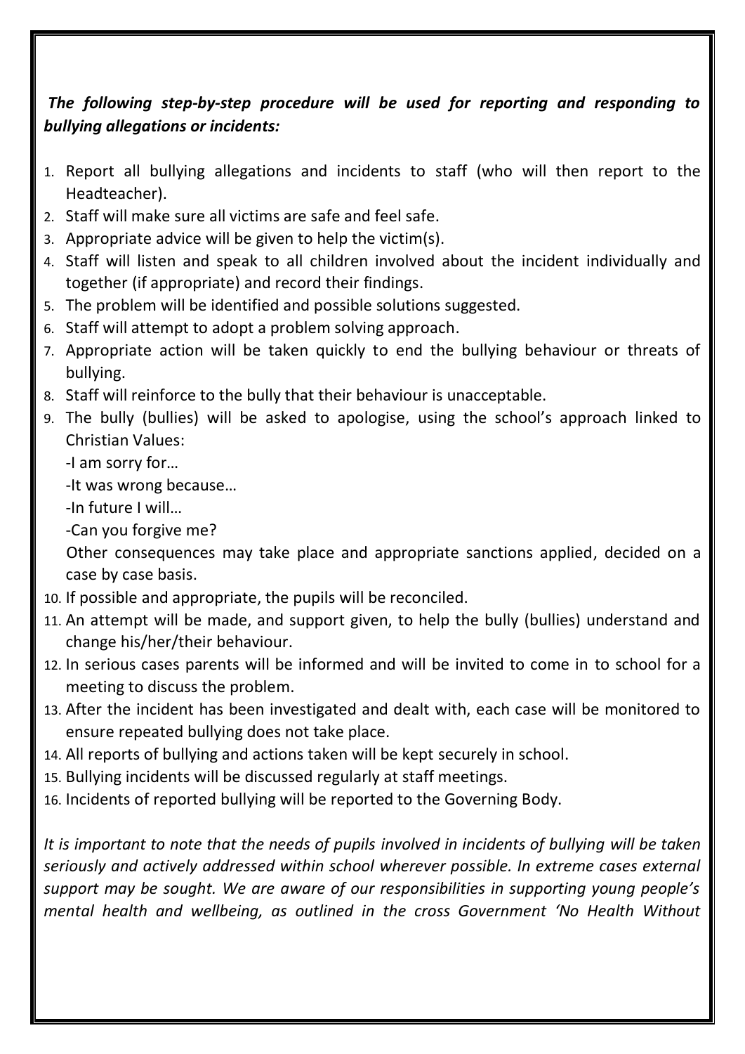***The following step-by-step procedure will be used for reporting and responding to bullying allegations or incidents:***

1. Report all bullying allegations and incidents to staff (who will then report to the Headteacher).
2. Staff will make sure all victims are safe and feel safe.
3. Appropriate advice will be given to help the victim(s).
4. Staff will listen and speak to all children involved about the incident individually and together (if appropriate) and record their findings.
5. The problem will be identified and possible solutions suggested.
6. Staff will attempt to adopt a problem solving approach.
7. Appropriate action will be taken quickly to end the bullying behaviour or threats of bullying.
8. Staff will reinforce to the bully that their behaviour is unacceptable.
9. The bully (bullies) will be asked to apologise, using the school's approach linked to Christian Values:
   -I am sorry for…
   -It was wrong because…
   -In future I will…
   -Can you forgive me?
   Other consequences may take place and appropriate sanctions applied, decided on a case by case basis.
10. If possible and appropriate, the pupils will be reconciled.
11. An attempt will be made, and support given, to help the bully (bullies) understand and change his/her/their behaviour.
12. In serious cases parents will be informed and will be invited to come in to school for a meeting to discuss the problem.
13. After the incident has been investigated and dealt with, each case will be monitored to ensure repeated bullying does not take place.
14. All reports of bullying and actions taken will be kept securely in school.
15. Bullying incidents will be discussed regularly at staff meetings.
16. Incidents of reported bullying will be reported to the Governing Body.

*It is important to note that the needs of pupils involved in incidents of bullying will be taken seriously and actively addressed within school wherever possible. In extreme cases external support may be sought. We are aware of our responsibilities in supporting young people's mental health and wellbeing, as outlined in the cross Government 'No Health Without*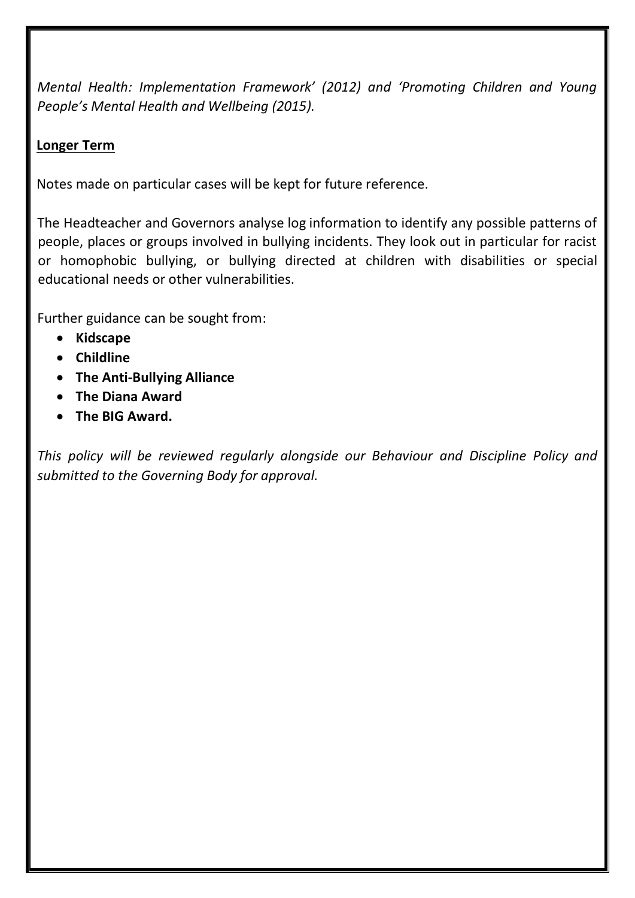*Mental Health: Implementation Framework' (2012) and 'Promoting Children and Young People's Mental Health and Wellbeing (2015).*

**Longer Term**

Notes made on particular cases will be kept for future reference.

The Headteacher and Governors analyse log information to identify any possible patterns of people, places or groups involved in bullying incidents. They look out in particular for racist or homophobic bullying, or bullying directed at children with disabilities or special educational needs or other vulnerabilities.

Further guidance can be sought from:

- **Kidscape**
- **Childline**
- **The Anti-Bullying Alliance**
- **The Diana Award**
- **The BIG Award.**

*This policy will be reviewed regularly alongside our Behaviour and Discipline Policy and submitted to the Governing Body for approval.*